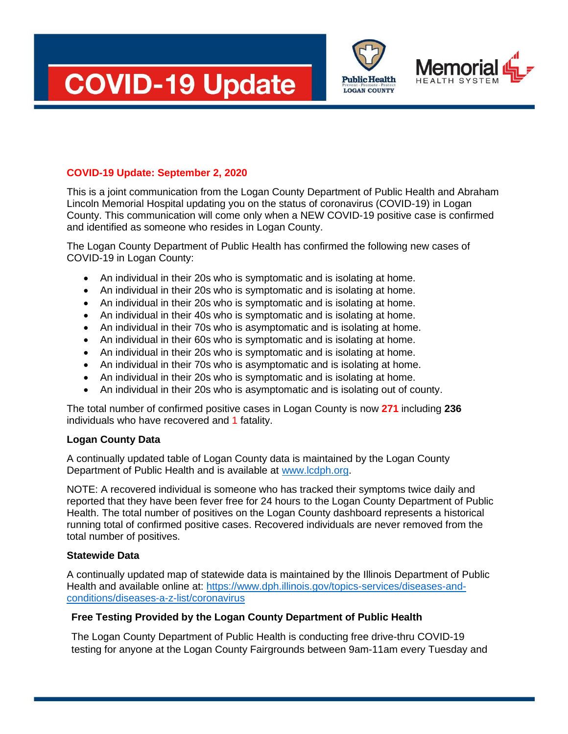# COVID-19 Update

Public Health LOGAN COUNTY

Memorial HEALTH SYSTEM

**COVID-19 Update: September 2, 2020**

This is a joint communication from the Logan County Department of Public Health and Abraham Lincoln Memorial Hospital updating you on the status of coronavirus (COVID-19) in Logan County. This communication will come only when a NEW COVID-19 positive case is confirmed and identified as someone who resides in Logan County.

The Logan County Department of Public Health has confirmed the following new cases of COVID-19 in Logan County:

- An individual in their 20s who is symptomatic and is isolating at home.
- An individual in their 20s who is symptomatic and is isolating at home.
- An individual in their 20s who is symptomatic and is isolating at home.
- An individual in their 40s who is symptomatic and is isolating at home.
- An individual in their 70s who is asymptomatic and is isolating at home.
- An individual in their 60s who is symptomatic and is isolating at home.
- An individual in their 20s who is symptomatic and is isolating at home.
- An individual in their 70s who is asymptomatic and is isolating at home.
- An individual in their 20s who is symptomatic and is isolating at home.
- An individual in their 20s who is asymptomatic and is isolating out of county.

The total number of confirmed positive cases in Logan County is now **271** including **236** individuals who have recovered and 1 fatality.

**Logan County Data**

A continually updated table of Logan County data is maintained by the Logan County Department of Public Health and is available at www.lcdph.org.

NOTE: A recovered individual is someone who has tracked their symptoms twice daily and reported that they have been fever free for 24 hours to the Logan County Department of Public Health. The total number of positives on the Logan County dashboard represents a historical running total of confirmed positive cases. Recovered individuals are never removed from the total number of positives.

**Statewide Data**

A continually updated map of statewide data is maintained by the Illinois Department of Public Health and available online at: https://www.dph.illinois.gov/topics-services/diseases-and-conditions/diseases-a-z-list/coronavirus

**Free Testing Provided by the Logan County Department of Public Health**

The Logan County Department of Public Health is conducting free drive-thru COVID-19 testing for anyone at the Logan County Fairgrounds between 9am-11am every Tuesday and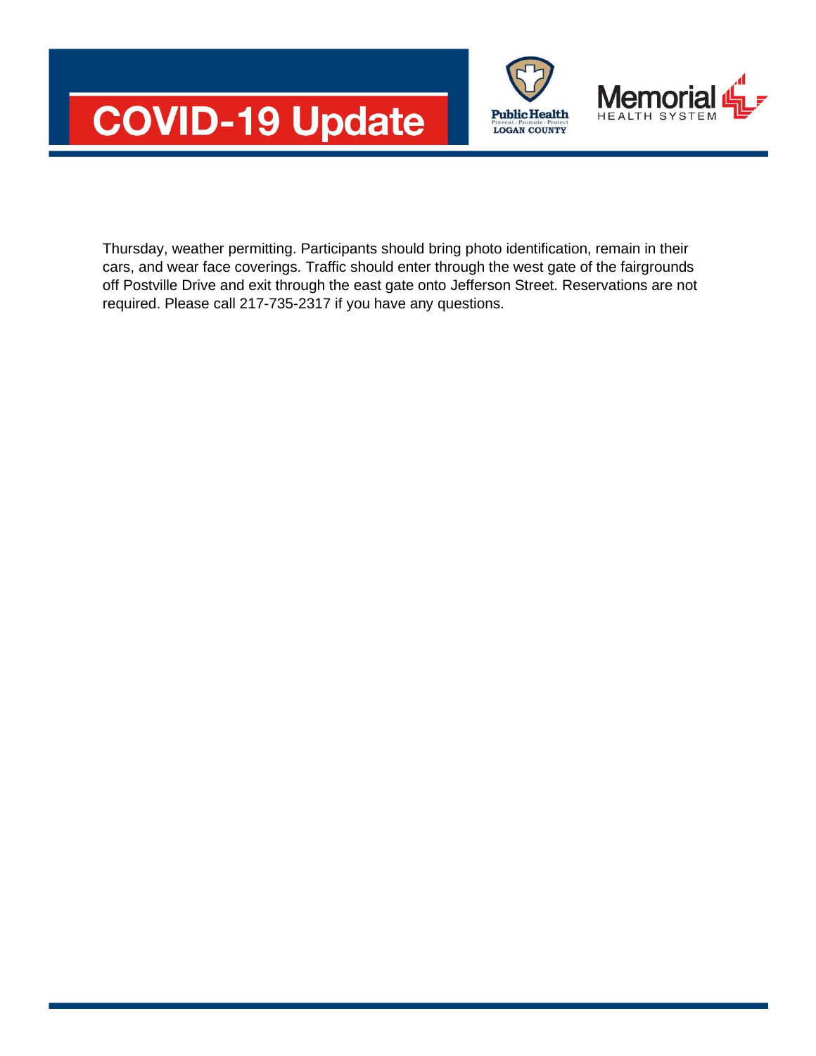Thursday, weather permitting. Participants should bring photo identification, remain in their cars, and wear face coverings. Traffic should enter through the west gate of the fairgrounds off Postville Drive and exit through the east gate onto Jefferson Street. Reservations are not required. Please call 217-735-2317 if you have any questions.